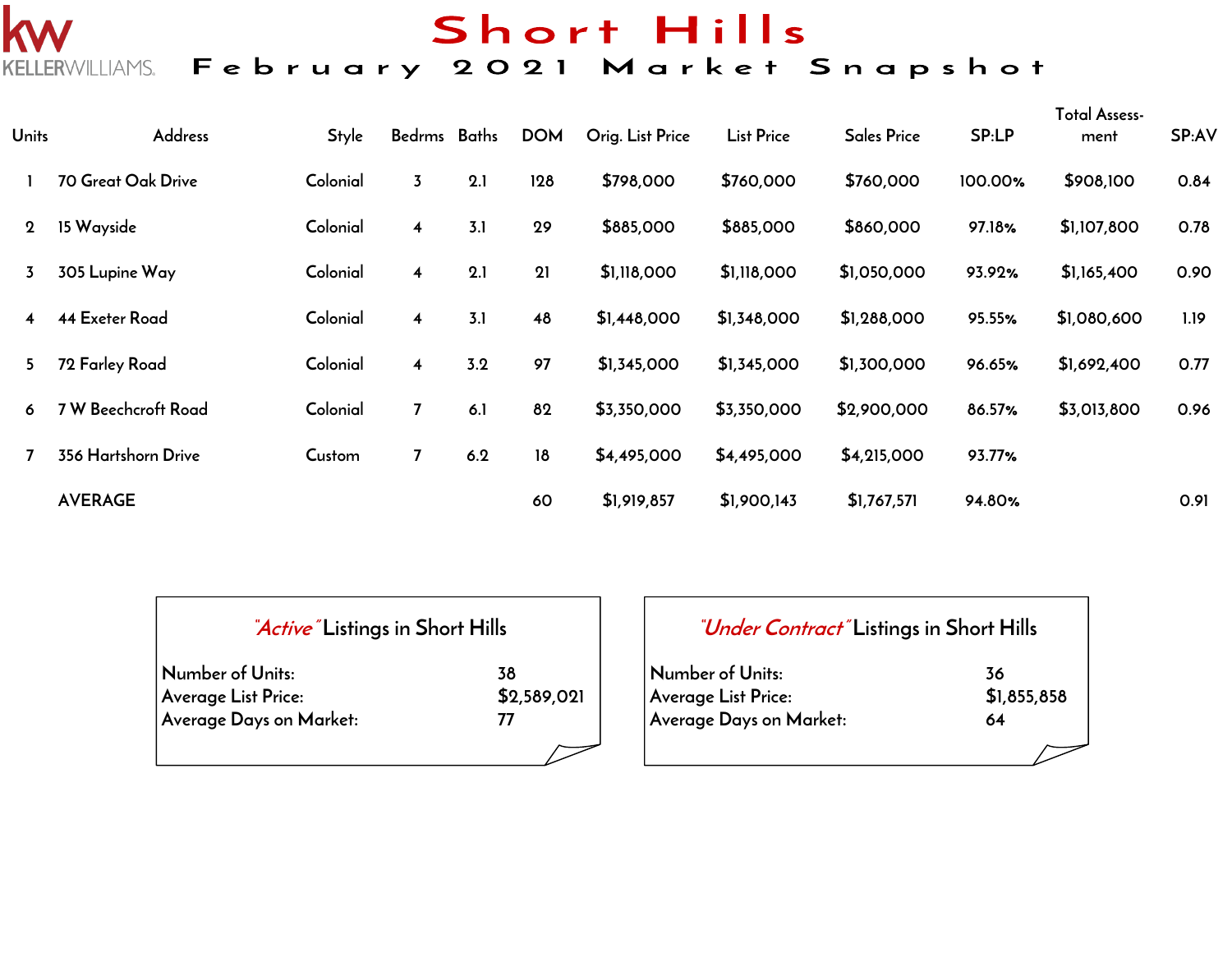KELLERWILLIAMS.

# Short Hills

## February 2021 Market Snapshot

| Units | Address | Style | Bedrms | Baths | DOM | Orig. List Price | List Price | Sales Price | SP:LP | Total Assess-ment | SP:AV |
|---|---|---|---|---|---|---|---|---|---|---|---|
| 1 | 70 Great Oak Drive | Colonial | 3 | 2.1 | 128 | $798,000 | $760,000 | $760,000 | 100.00% | $908,100 | 0.84 |
| 2 | 15 Wayside | Colonial | 4 | 3.1 | 29 | $885,000 | $885,000 | $860,000 | 97.18% | $1,107,800 | 0.78 |
| 3 | 305 Lupine Way | Colonial | 4 | 2.1 | 21 | $1,118,000 | $1,118,000 | $1,050,000 | 93.92% | $1,165,400 | 0.90 |
| 4 | 44 Exeter Road | Colonial | 4 | 3.1 | 48 | $1,448,000 | $1,348,000 | $1,288,000 | 95.55% | $1,080,600 | 1.19 |
| 5 | 72 Farley Road | Colonial | 4 | 3.2 | 97 | $1,345,000 | $1,345,000 | $1,300,000 | 96.65% | $1,692,400 | 0.77 |
| 6 | 7 W Beechcroft Road | Colonial | 7 | 6.1 | 82 | $3,350,000 | $3,350,000 | $2,900,000 | 86.57% | $3,013,800 | 0.96 |
| 7 | 356 Hartshorn Drive | Custom | 7 | 6.2 | 18 | $4,495,000 | $4,495,000 | $4,215,000 | 93.77% | | |
| | AVERAGE | | | | 60 | $1,919,857 | $1,900,143 | $1,767,571 | 94.80% | | 0.91 |

### *"Active"* Listings in Short Hills

| | |
|---|---|
| Number of Units: | 38 |
| Average List Price: | $2,589,021 |
| Average Days on Market: | 77 |

### *"Under Contract"* Listings in Short Hills

| | |
|---|---|
| Number of Units: | 36 |
| Average List Price: | $1,855,858 |
| Average Days on Market: | 64 |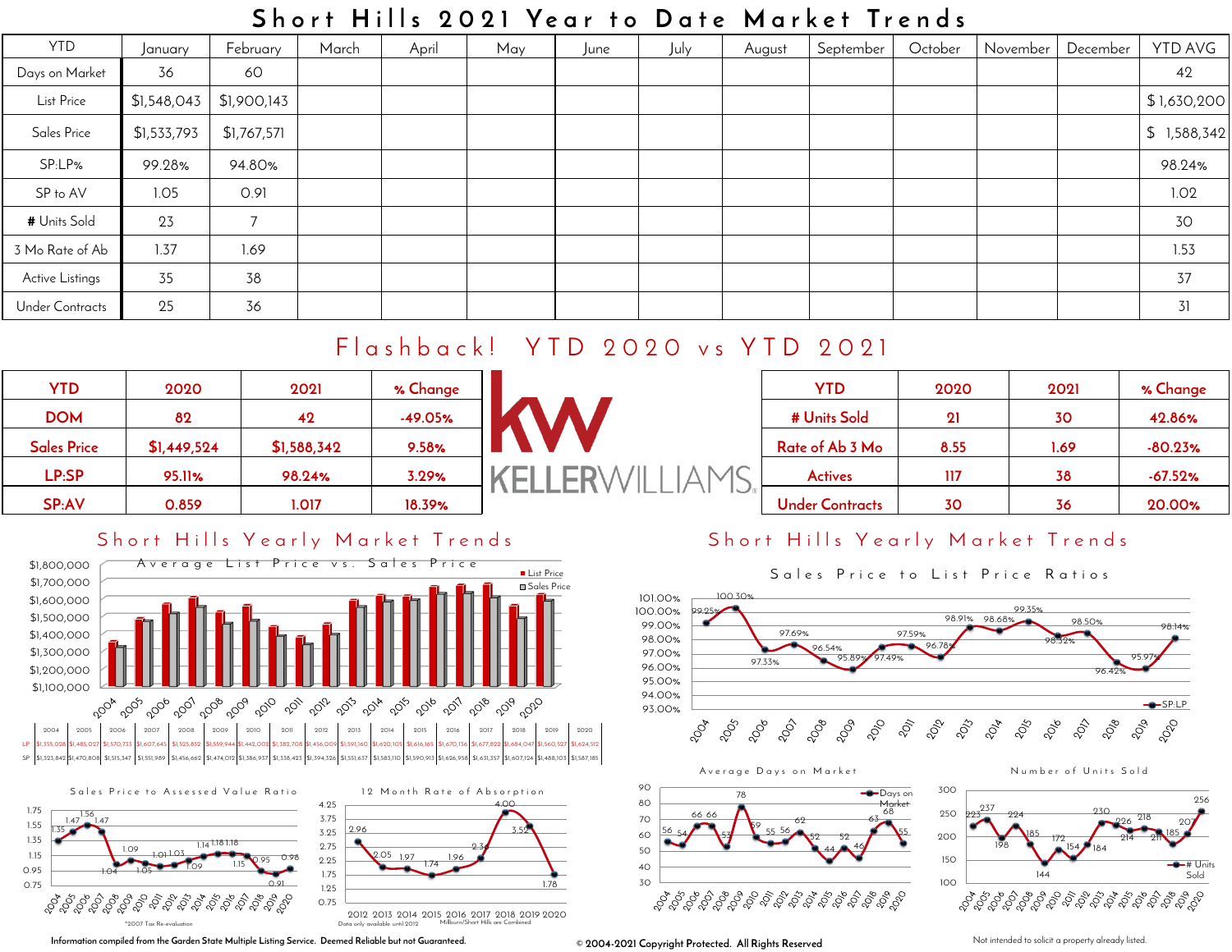# Short Hills 2021 Year to Date Market Trends

| YTD | January | February | March | April | May | June | July | August | September | October | November | December | YTD AVG |
|---|---|---|---|---|---|---|---|---|---|---|---|---|---|
| Days on Market | 36 | 60 | | | | | | | | | | | 42 |
| List Price | $1,548,043 | $1,900,143 | | | | | | | | | | | $ 1,630,200 |
| Sales Price | $1,533,793 | $1,767,571 | | | | | | | | | | | $ 1,588,342 |
| SP:LP% | 99.28% | 94.80% | | | | | | | | | | | 98.24% |
| SP to AV | 1.05 | 0.91 | | | | | | | | | | | 1.02 |
| # Units Sold | 23 | 7 | | | | | | | | | | | 30 |
| 3 Mo Rate of Ab | 1.37 | 1.69 | | | | | | | | | | | 1.53 |
| Active Listings | 35 | 38 | | | | | | | | | | | 37 |
| Under Contracts | 25 | 36 | | | | | | | | | | | 31 |

## Flashback! YTD 2020 vs YTD 2021

| YTD | 2020 | 2021 | % Change |
|---|---|---|---|
| DOM | 82 | 42 | -49.05% |
| Sales Price | $1,449,524 | $1,588,342 | 9.58% |
| LP:SP | 95.11% | 98.24% | 3.29% |
| SP:AV | 0.859 | 1.017 | 18.39% |

KELLERWILLIAMS.

| YTD | 2020 | 2021 | % Change |
|---|---|---|---|
| # Units Sold | 21 | 30 | 42.86% |
| Rate of Ab 3 Mo | 8.55 | 1.69 | -80.23% |
| Actives | 117 | 38 | -67.52% |
| Under Contracts | 30 | 36 | 20.00% |

## Short Hills Yearly Market Trends

Average List Price vs. Sales Price

List Price
Sales Price

| | 2004 | 2005 | 2006 | 2007 | 2008 | 2009 | 2010 | 2011 | 2012 | 2013 | 2014 | 2015 | 2016 | 2017 | 2018 | 2019 | 2020 |
|---|---|---|---|---|---|---|---|---|---|---|---|---|---|---|---|---|---|
| LP | $1,355,028 | $1,485,027 | $1,570,733 | $1,607,645 | $1,525,852 | $1,559,944 | $1,442,002 | $1,382,708 | $1,456,009 | $1,591,160 | $1,620,105 | $1,616,165 | $1,670,136 | $1,677,822 | $1,684,047 | $1,560,527 | $1,624,512 |
| SP | $1,323,842 | $1,470,808 | $1,515,347 | $1,551,989 | $1,456,662 | $1,474,012 | $1,386,937 | $1,338,423 | $1,394,326 | $1,551,637 | $1,583,110 | $1,590,913 | $1,626,958 | $1,631,357 | $1,607,124 | $1,488,103 | $1,587,185 |

Sales Price to Assessed Value Ratio

1.35, 1.47, 1.56, 1.47, 1.04, 1.09, 1.05, 1.01, 1.03, 1.09, 1.14, 1.18, 1.18, 1.15, 0.95, 0.91, 0.98

*2007 Tax Re-evaluation

12 Month Rate of Absorption

2.96, 2.05, 1.97, 1.74, 1.96, 2.36, 4.00, 3.52, 1.78

Data only available until 2012. Millburn/Short Hills are Combined

## Short Hills Yearly Market Trends

Sales Price to List Price Ratios

99.25%, 100.30%, 97.33%, 97.69%, 96.54%, 95.89%, 97.49%, 97.59%, 96.78%, 98.91%, 98.68%, 99.35%, 98.32%, 98.50%, 96.42%, 95.97%, 98.14%

SP:LP

Average Days on Market

56, 54, 66, 66, 53, 78, 59, 55, 56, 62, 52, 44, 52, 46, 63, 68, 55

Days on Market

Number of Units Sold

223, 237, 198, 224, 185, 144, 172, 154, 184, 230, 214, 226, 218, 211, 185, 207, 256

# Units Sold

Information compiled from the Garden State Multiple Listing Service. Deemed Reliable but not Guaranteed.

© 2004-2021 Copyright Protected. All Rights Reserved

Not intended to solicit a property already listed.